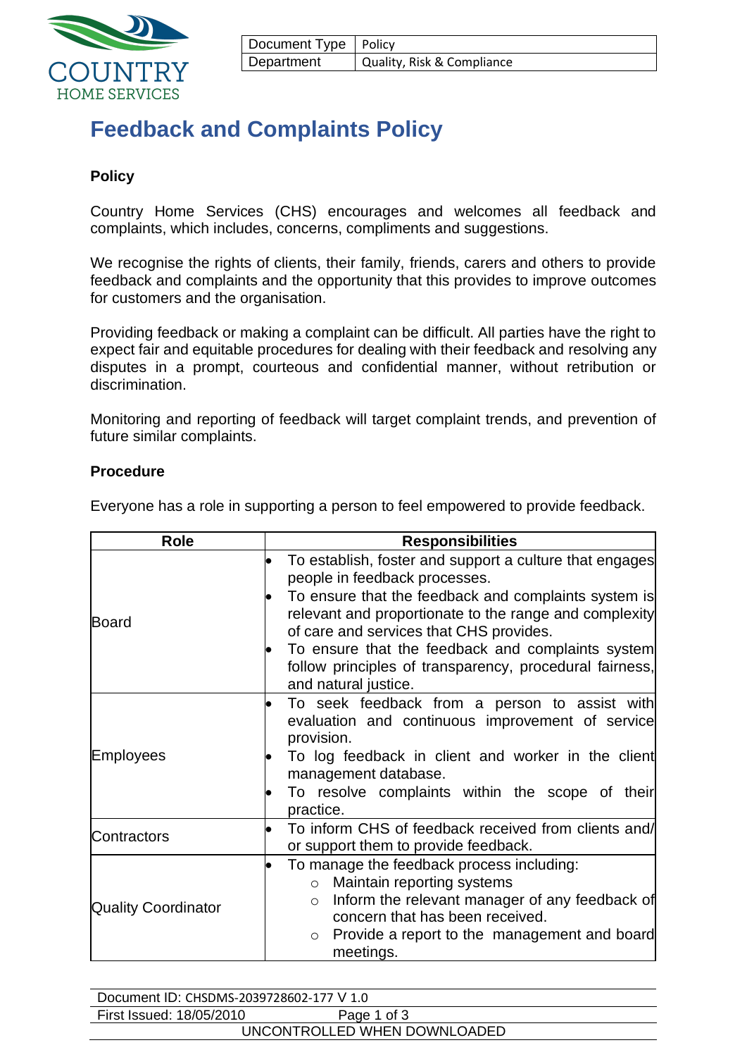| Document Type | Policy |
| --- | --- |
| Department | Quality, Risk & Compliance |

# Feedback and Complaints Policy

**Policy**

Country Home Services (CHS) encourages and welcomes all feedback and complaints, which includes, concerns, compliments and suggestions.

We recognise the rights of clients, their family, friends, carers and others to provide feedback and complaints and the opportunity that this provides to improve outcomes for customers and the organisation.

Providing feedback or making a complaint can be difficult. All parties have the right to expect fair and equitable procedures for dealing with their feedback and resolving any disputes in a prompt, courteous and confidential manner, without retribution or discrimination.

Monitoring and reporting of feedback will target complaint trends, and prevention of future similar complaints.

**Procedure**

Everyone has a role in supporting a person to feel empowered to provide feedback.

| Role | Responsibilities |
| --- | --- |
| Board | • To establish, foster and support a culture that engages people in feedback processes.<br>• To ensure that the feedback and complaints system is relevant and proportionate to the range and complexity of care and services that CHS provides.<br>• To ensure that the feedback and complaints system follow principles of transparency, procedural fairness, and natural justice. |
| Employees | • To seek feedback from a person to assist with evaluation and continuous improvement of service provision.<br>• To log feedback in client and worker in the client management database.<br>• To resolve complaints within the scope of their practice. |
| Contractors | • To inform CHS of feedback received from clients and/ or support them to provide feedback. |
| Quality Coordinator | • To manage the feedback process including:<br>  ○ Maintain reporting systems<br>  ○ Inform the relevant manager of any feedback of concern that has been received.<br>  ○ Provide a report to the management and board meetings. |

Document ID: CHSDMS-2039728602-177 V 1.0
First Issued: 18/05/2010
UNCONTROLLED WHEN DOWNLOADED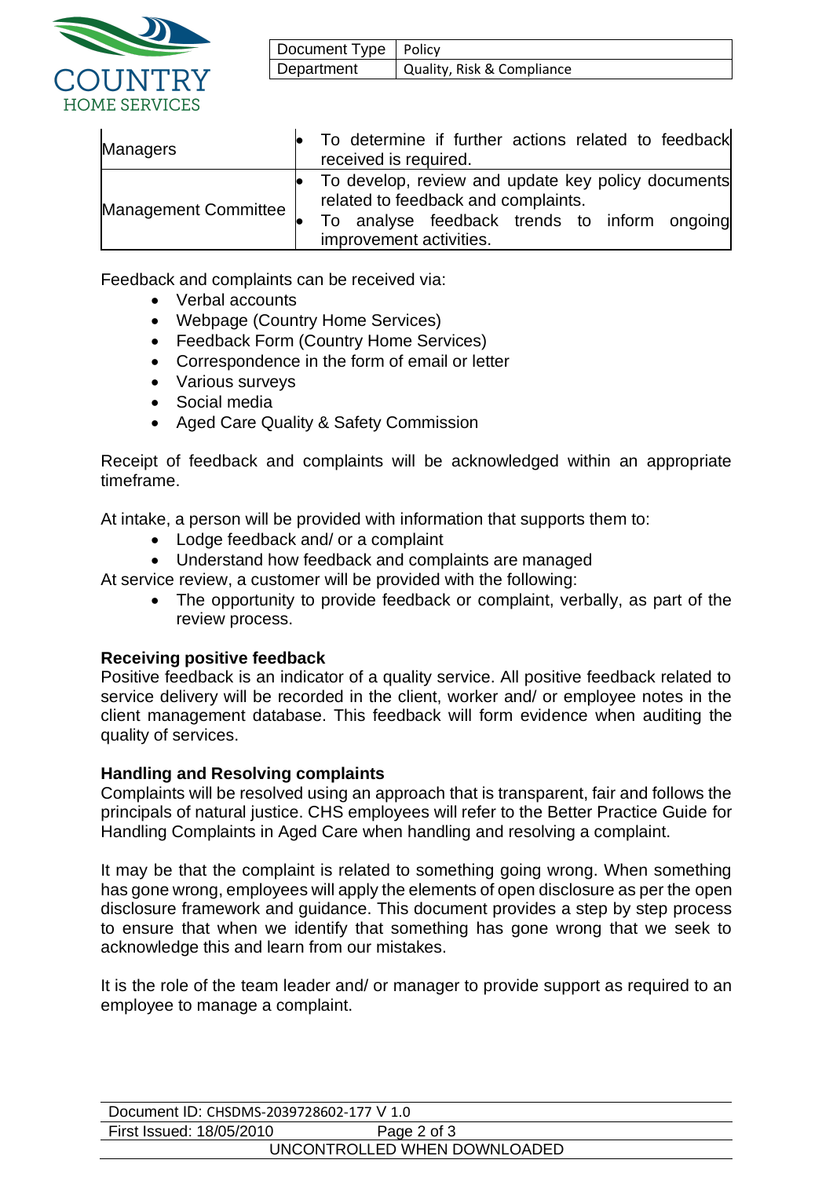| Managers | • To determine if further actions related to feedback received is required. |
| --- | --- |
| Management Committee | • To develop, review and update key policy documents related to feedback and complaints.<br>• To analyse feedback trends to inform ongoing improvement activities. |

Feedback and complaints can be received via:

- Verbal accounts
- Webpage (Country Home Services)
- Feedback Form (Country Home Services)
- Correspondence in the form of email or letter
- Various surveys
- Social media
- Aged Care Quality & Safety Commission

Receipt of feedback and complaints will be acknowledged within an appropriate timeframe.

At intake, a person will be provided with information that supports them to:

- Lodge feedback and/ or a complaint
- Understand how feedback and complaints are managed

At service review, a customer will be provided with the following:

- The opportunity to provide feedback or complaint, verbally, as part of the review process.

**Receiving positive feedback**

Positive feedback is an indicator of a quality service. All positive feedback related to service delivery will be recorded in the client, worker and/ or employee notes in the client management database. This feedback will form evidence when auditing the quality of services.

**Handling and Resolving complaints**

Complaints will be resolved using an approach that is transparent, fair and follows the principals of natural justice. CHS employees will refer to the Better Practice Guide for Handling Complaints in Aged Care when handling and resolving a complaint.

It may be that the complaint is related to something going wrong. When something has gone wrong, employees will apply the elements of open disclosure as per the open disclosure framework and guidance. This document provides a step by step process to ensure that when we identify that something has gone wrong that we seek to acknowledge this and learn from our mistakes.

It is the role of the team leader and/ or manager to provide support as required to an employee to manage a complaint.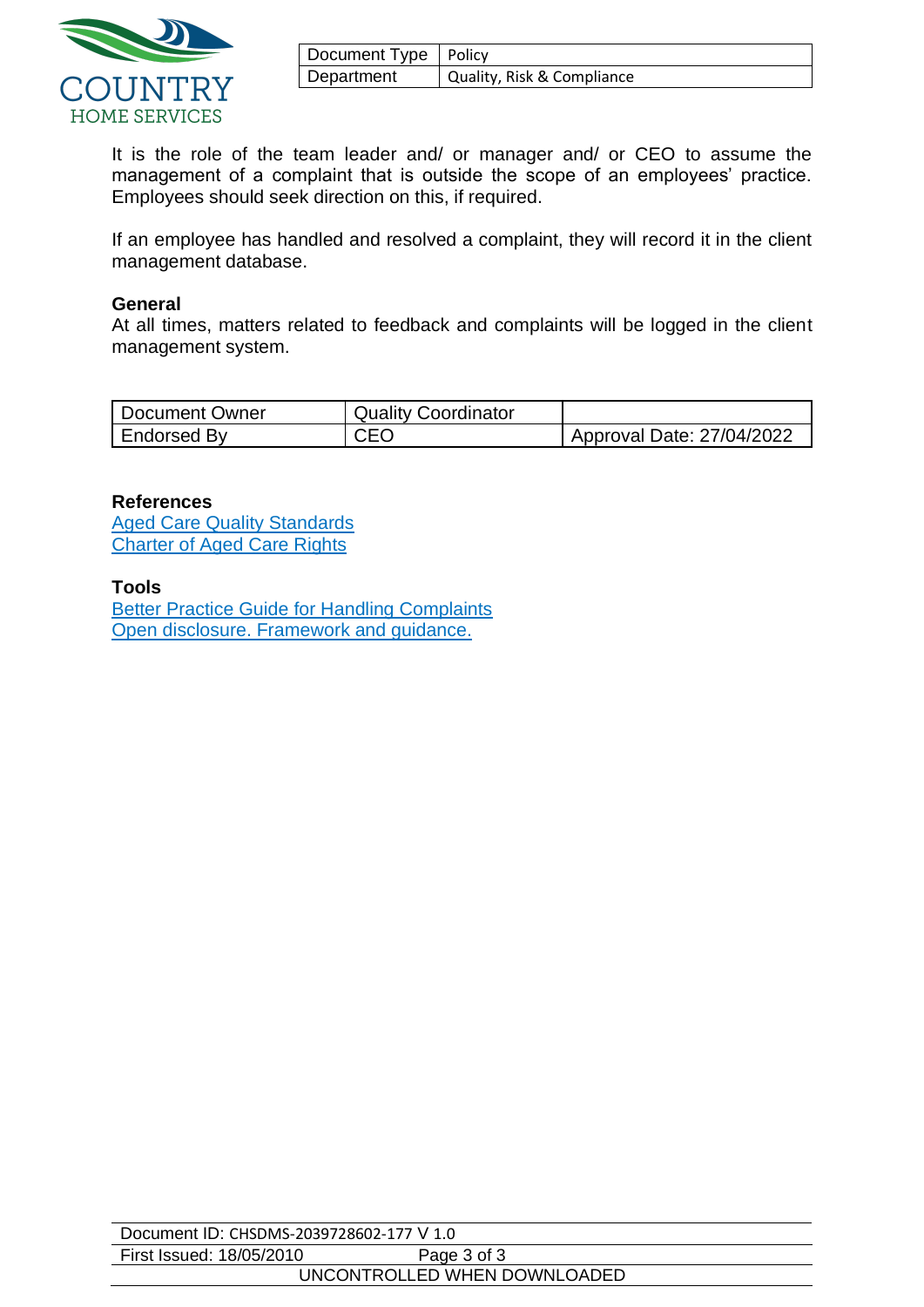It is the role of the team leader and/ or manager and/ or CEO to assume the management of a complaint that is outside the scope of an employees' practice. Employees should seek direction on this, if required.

If an employee has handled and resolved a complaint, they will record it in the client management database.

**General**
At all times, matters related to feedback and complaints will be logged in the client management system.

| | | |
|---|---|---|
| Document Owner | Quality Coordinator | |
| Endorsed By | CEO | Approval Date: 27/04/2022 |

**References**
[Aged Care Quality Standards]
[Charter of Aged Care Rights]

**Tools**
[Better Practice Guide for Handling Complaints]
[Open disclosure. Framework and guidance.]